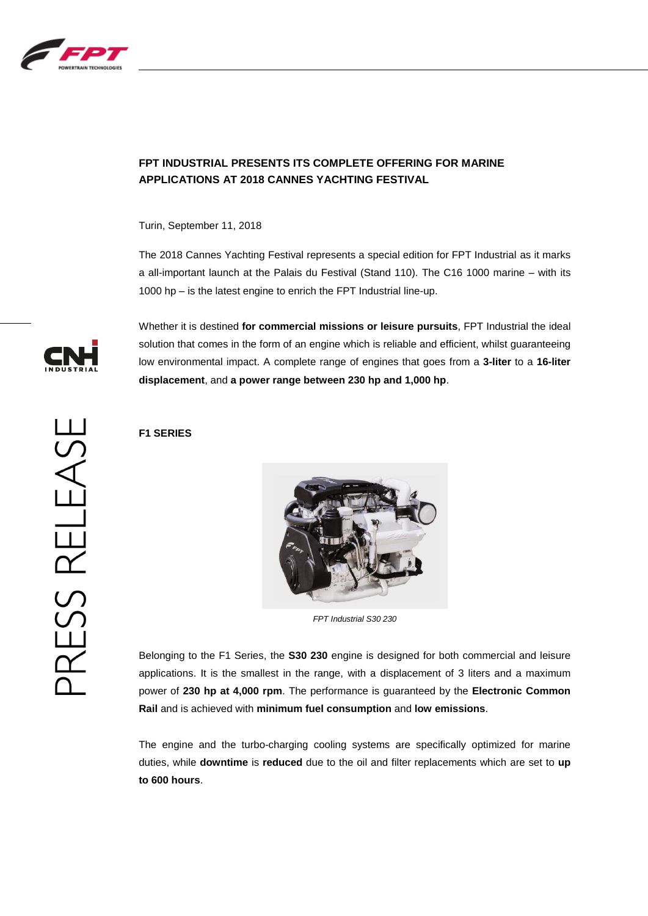# FPT INDUSTRIAL PRESENTS ITS COMPLETE OFFERING FOR MARINE APPLICATIONS AT 2018 CANNES YACHTING FESTIVAL

Turin, September 11, 2018

The 2018 Cannes Yachting Festival represents a special edition for FPT Industrial as it marks a all-important launch at the Palais du Festival (Stand 110). The C16 1000 marine – with its 1000 hp – is the latest engine to enrich the FPT Industrial line-up.

Whether it is destined **for commercial missions or leisure pursuits**, FPT Industrial the ideal solution that comes in the form of an engine which is reliable and efficient, whilst guaranteeing low environmental impact. A complete range of engines that goes from a **3-liter** to a **16-liter displacement**, and **a power range between 230 hp and 1,000 hp**.

## F1 SERIES

*FPT Industrial S30 230*

Belonging to the F1 Series, the **S30 230** engine is designed for both commercial and leisure applications. It is the smallest in the range, with a displacement of 3 liters and a maximum power of **230 hp at 4,000 rpm**. The performance is guaranteed by the **Electronic Common Rail** and is achieved with **minimum fuel consumption** and **low emissions**.

The engine and the turbo-charging cooling systems are specifically optimized for marine duties, while **downtime** is **reduced** due to the oil and filter replacements which are set to **up to 600 hours**.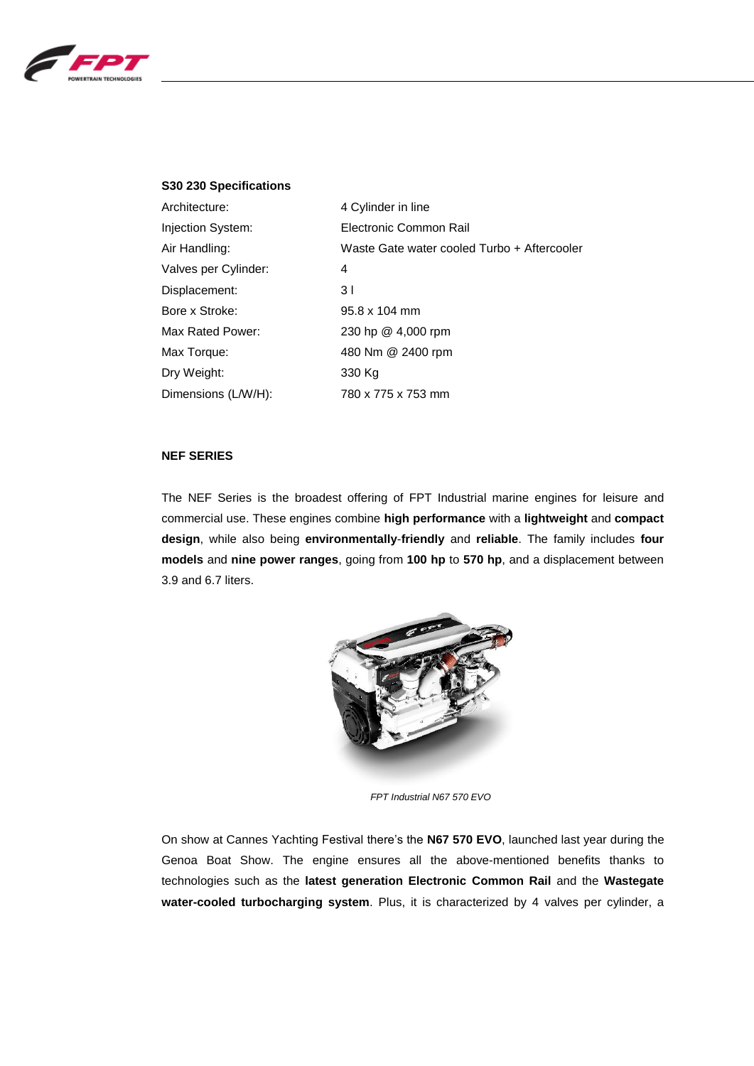**S30 230 Specifications**

| | |
|---|---|
| Architecture: | 4 Cylinder in line |
| Injection System: | Electronic Common Rail |
| Air Handling: | Waste Gate water cooled Turbo + Aftercooler |
| Valves per Cylinder: | 4 |
| Displacement: | 3 l |
| Bore x Stroke: | 95.8 x 104 mm |
| Max Rated Power: | 230 hp @ 4,000 rpm |
| Max Torque: | 480 Nm @ 2400 rpm |
| Dry Weight: | 330 Kg |
| Dimensions (L/W/H): | 780 x 775 x 753 mm |

**NEF SERIES**

The NEF Series is the broadest offering of FPT Industrial marine engines for leisure and commercial use. These engines combine **high performance** with a **lightweight** and **compact design**, while also being **environmentally**-**friendly** and **reliable**. The family includes **four models** and **nine power ranges**, going from **100 hp** to **570 hp**, and a displacement between 3.9 and 6.7 liters.

*FPT Industrial N67 570 EVO*

On show at Cannes Yachting Festival there's the **N67 570 EVO**, launched last year during the Genoa Boat Show. The engine ensures all the above-mentioned benefits thanks to technologies such as the **latest generation Electronic Common Rail** and the **Wastegate water-cooled turbocharging system**. Plus, it is characterized by 4 valves per cylinder, a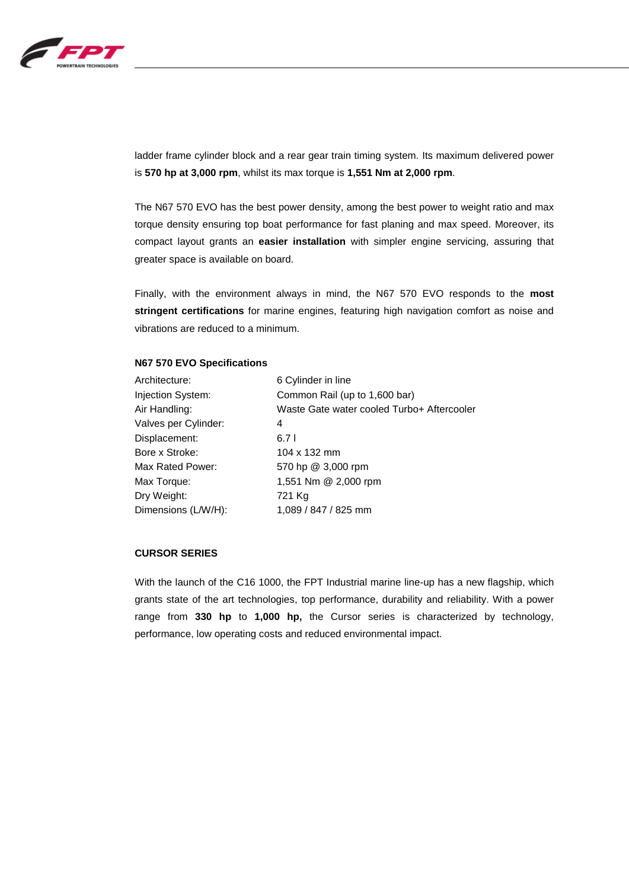ladder frame cylinder block and a rear gear train timing system. Its maximum delivered power is **570 hp at 3,000 rpm**, whilst its max torque is **1,551 Nm at 2,000 rpm**.

The N67 570 EVO has the best power density, among the best power to weight ratio and max torque density ensuring top boat performance for fast planing and max speed. Moreover, its compact layout grants an **easier installation** with simpler engine servicing, assuring that greater space is available on board.

Finally, with the environment always in mind, the N67 570 EVO responds to the **most stringent certifications** for marine engines, featuring high navigation comfort as noise and vibrations are reduced to a minimum.

**N67 570 EVO Specifications**

| | |
|---|---|
| Architecture: | 6 Cylinder in line |
| Injection System: | Common Rail (up to 1,600 bar) |
| Air Handling: | Waste Gate water cooled Turbo+ Aftercooler |
| Valves per Cylinder: | 4 |
| Displacement: | 6.7 l |
| Bore x Stroke: | 104 x 132 mm |
| Max Rated Power: | 570 hp @ 3,000 rpm |
| Max Torque: | 1,551 Nm @ 2,000 rpm |
| Dry Weight: | 721 Kg |
| Dimensions (L/W/H): | 1,089 / 847 / 825 mm |

**CURSOR SERIES**

With the launch of the C16 1000, the FPT Industrial marine line-up has a new flagship, which grants state of the art technologies, top performance, durability and reliability. With a power range from **330 hp** to **1,000 hp,** the Cursor series is characterized by technology, performance, low operating costs and reduced environmental impact.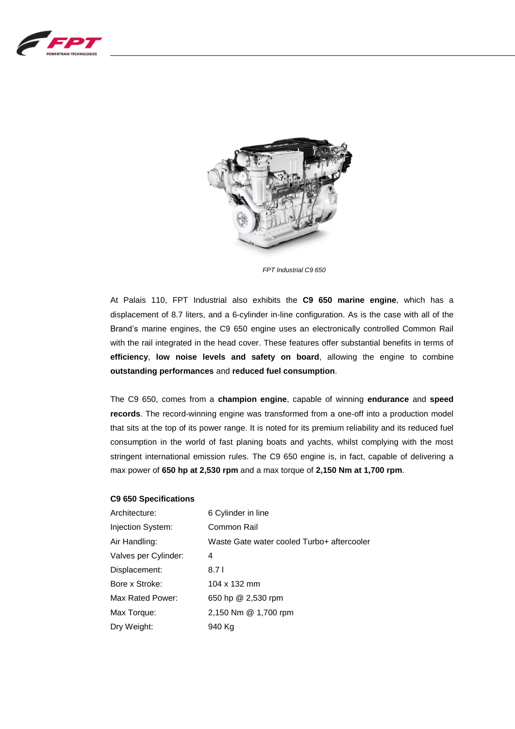*FPT Industrial C9 650*

At Palais 110, FPT Industrial also exhibits the **C9 650 marine engine**, which has a displacement of 8.7 liters, and a 6-cylinder in-line configuration. As is the case with all of the Brand's marine engines, the C9 650 engine uses an electronically controlled Common Rail with the rail integrated in the head cover. These features offer substantial benefits in terms of **efficiency**, **low noise levels and safety on board**, allowing the engine to combine **outstanding performances** and **reduced fuel consumption**.

The C9 650, comes from a **champion engine**, capable of winning **endurance** and **speed records**. The record-winning engine was transformed from a one-off into a production model that sits at the top of its power range. It is noted for its premium reliability and its reduced fuel consumption in the world of fast planing boats and yachts, whilst complying with the most stringent international emission rules. The C9 650 engine is, in fact, capable of delivering a max power of **650 hp at 2,530 rpm** and a max torque of **2,150 Nm at 1,700 rpm**.

**C9 650 Specifications**

| | |
|---|---|
| Architecture: | 6 Cylinder in line |
| Injection System: | Common Rail |
| Air Handling: | Waste Gate water cooled Turbo+ aftercooler |
| Valves per Cylinder: | 4 |
| Displacement: | 8.7 l |
| Bore x Stroke: | 104 x 132 mm |
| Max Rated Power: | 650 hp @ 2,530 rpm |
| Max Torque: | 2,150 Nm @ 1,700 rpm |
| Dry Weight: | 940 Kg |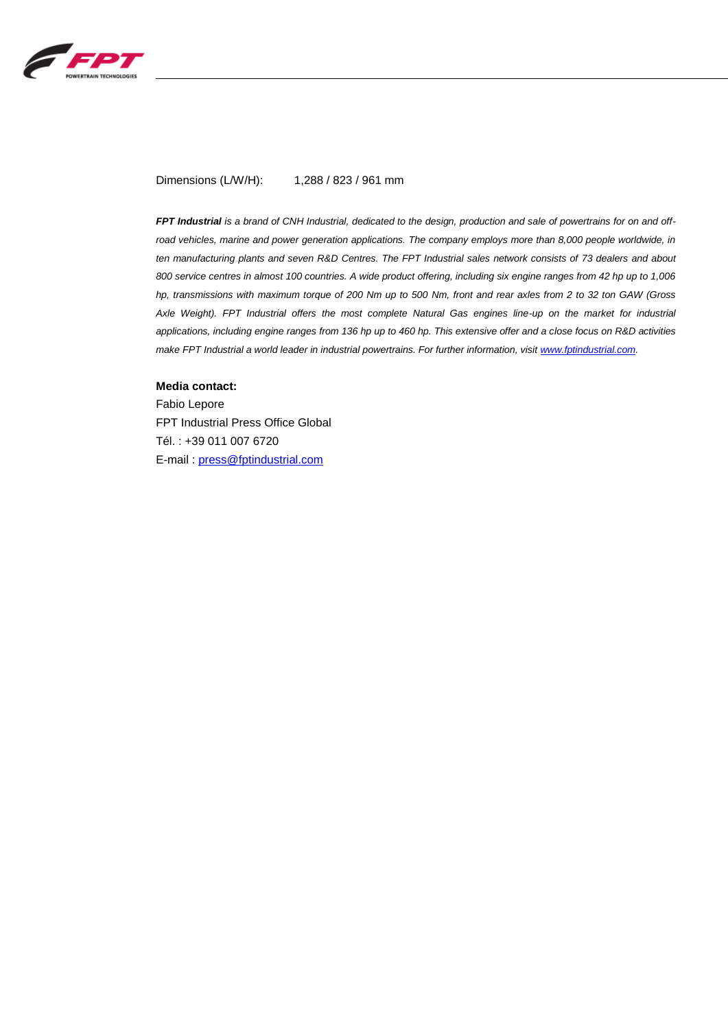Dimensions (L/W/H): 1,288 / 823 / 961 mm

***FPT Industrial** is a brand of CNH Industrial, dedicated to the design, production and sale of powertrains for on and off-road vehicles, marine and power generation applications. The company employs more than 8,000 people worldwide, in ten manufacturing plants and seven R&D Centres. The FPT Industrial sales network consists of 73 dealers and about 800 service centres in almost 100 countries. A wide product offering, including six engine ranges from 42 hp up to 1,006 hp, transmissions with maximum torque of 200 Nm up to 500 Nm, front and rear axles from 2 to 32 ton GAW (Gross Axle Weight). FPT Industrial offers the most complete Natural Gas engines line-up on the market for industrial applications, including engine ranges from 136 hp up to 460 hp. This extensive offer and a close focus on R&D activities make FPT Industrial a world leader in industrial powertrains. For further information, visit [www.fptindustrial.com](http://www.fptindustrial.com).*

**Media contact:**
Fabio Lepore
FPT Industrial Press Office Global
Tél. : +39 011 007 6720
E-mail : [press@fptindustrial.com](mailto:press@fptindustrial.com)